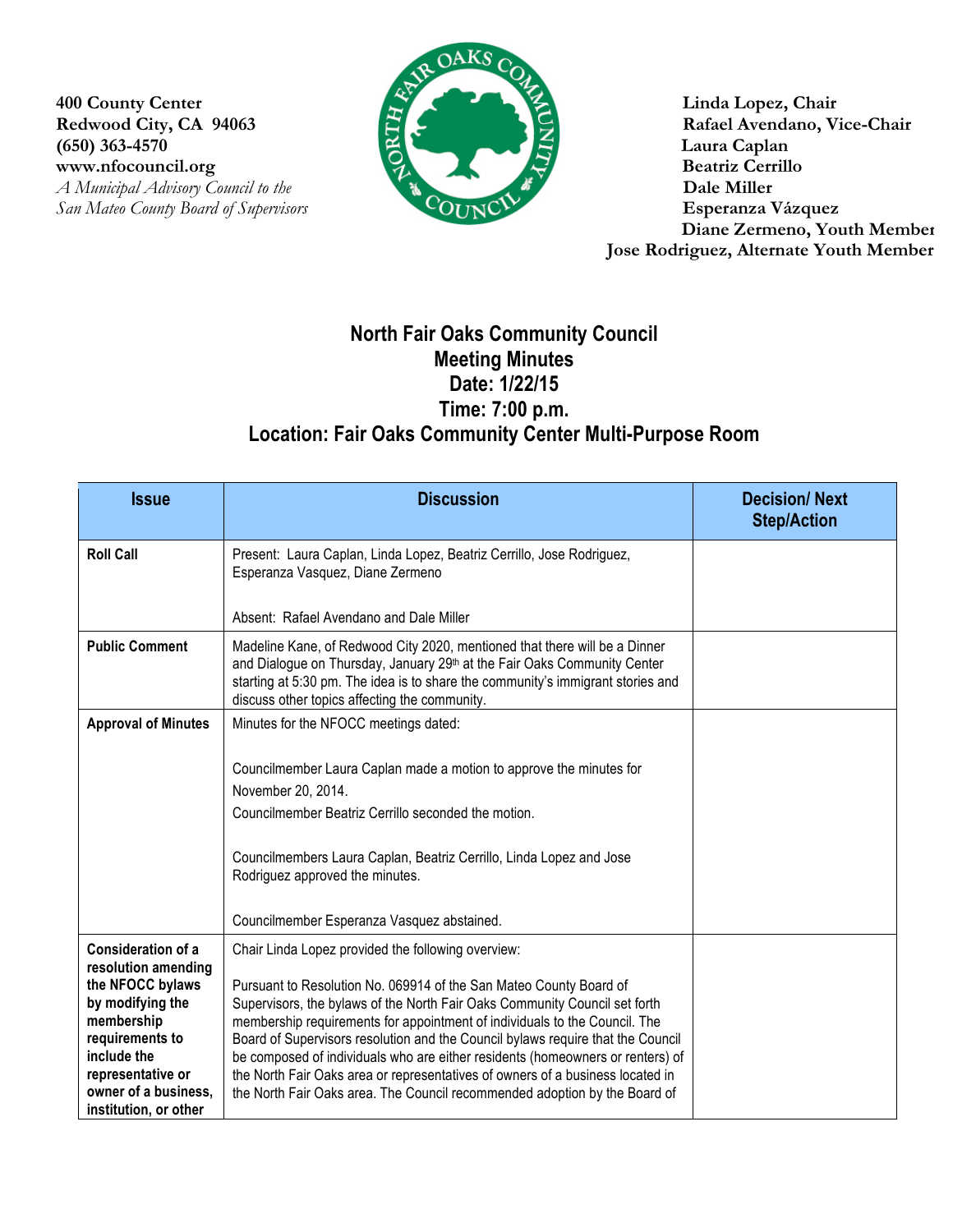**400 County Center**
**Redwood City, CA 94063**
**(650) 363-4570**
**www.nfocouncil.org**
*A Municipal Advisory Council to the*
*San Mateo County Board of Supervisors*

**Linda Lopez, Chair**
**Rafael Avendano, Vice-Chair**
**Laura Caplan**
**Beatriz Cerrillo**
**Dale Miller**
**Esperanza Vázquez**
**Diane Zermeno, Youth Member**
**Jose Rodriguez, Alternate Youth Member**

# North Fair Oaks Community Council
## Meeting Minutes
## Date: 1/22/15
## Time: 7:00 p.m.
## Location: Fair Oaks Community Center Multi-Purpose Room

| Issue | Discussion | Decision/ Next Step/Action |
|---|---|---|
| **Roll Call** | Present: Laura Caplan, Linda Lopez, Beatriz Cerrillo, Jose Rodriguez, Esperanza Vasquez, Diane Zermeno<br><br>Absent: Rafael Avendano and Dale Miller | |
| **Public Comment** | Madeline Kane, of Redwood City 2020, mentioned that there will be a Dinner and Dialogue on Thursday, January 29th at the Fair Oaks Community Center starting at 5:30 pm. The idea is to share the community's immigrant stories and discuss other topics affecting the community. | |
| **Approval of Minutes** | Minutes for the NFOCC meetings dated:<br><br>Councilmember Laura Caplan made a motion to approve the minutes for November 20, 2014.<br>Councilmember Beatriz Cerrillo seconded the motion.<br><br>Councilmembers Laura Caplan, Beatriz Cerrillo, Linda Lopez and Jose Rodriguez approved the minutes.<br><br>Councilmember Esperanza Vasquez abstained. | |
| **Consideration of a resolution amending the NFOCC bylaws by modifying the membership requirements to include the representative or owner of a business, institution, or other** | Chair Linda Lopez provided the following overview:<br><br>Pursuant to Resolution No. 069914 of the San Mateo County Board of Supervisors, the bylaws of the North Fair Oaks Community Council set forth membership requirements for appointment of individuals to the Council. The Board of Supervisors resolution and the Council bylaws require that the Council be composed of individuals who are either residents (homeowners or renters) of the North Fair Oaks area or representatives of owners of a business located in the North Fair Oaks area. The Council recommended adoption by the Board of | |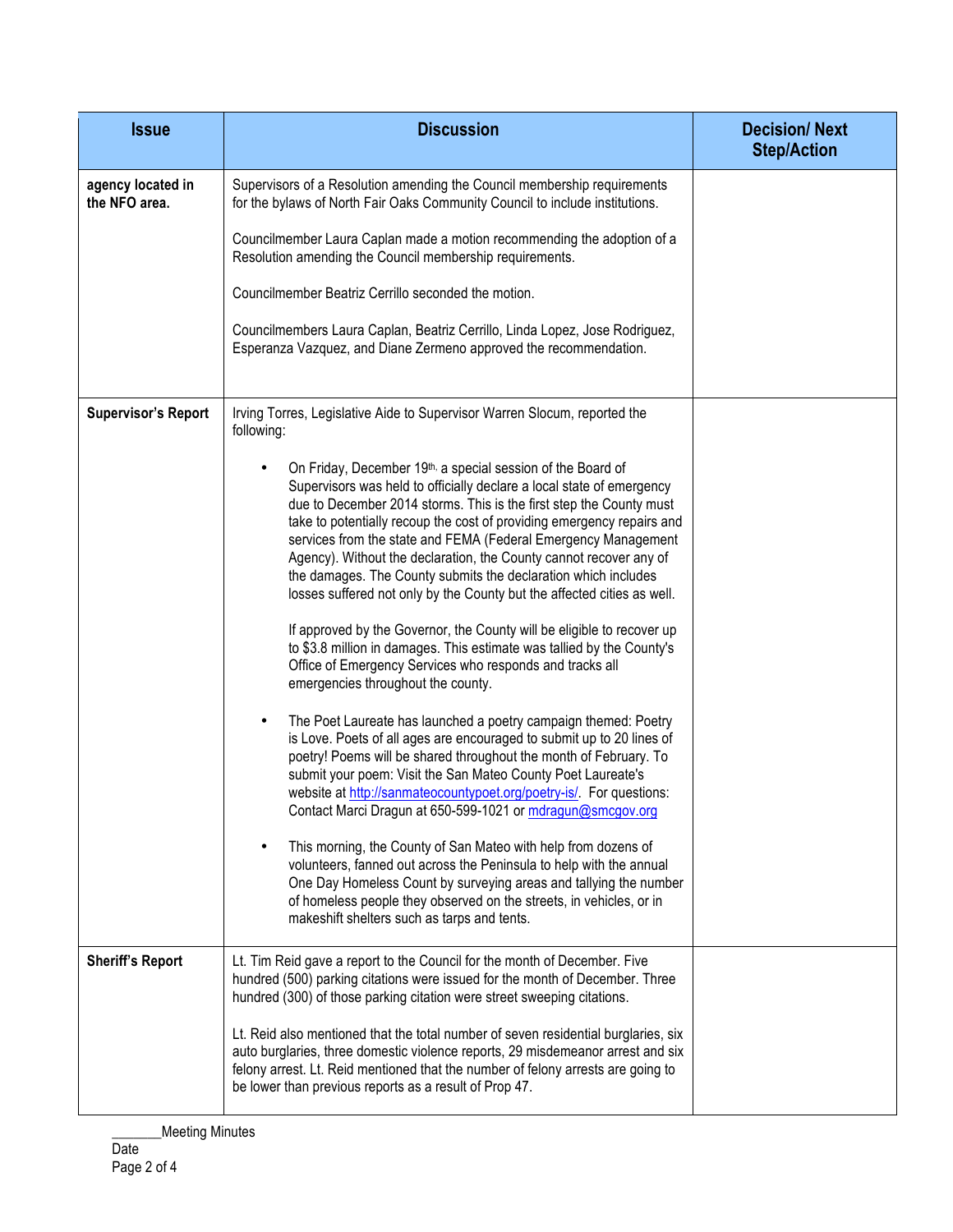| Issue | Discussion | Decision/ Next Step/Action |
|---|---|---|
| **agency located in the NFO area.** | Supervisors of a Resolution amending the Council membership requirements for the bylaws of North Fair Oaks Community Council to include institutions.<br><br>Councilmember Laura Caplan made a motion recommending the adoption of a Resolution amending the Council membership requirements.<br><br>Councilmember Beatriz Cerrillo seconded the motion.<br><br>Councilmembers Laura Caplan, Beatriz Cerrillo, Linda Lopez, Jose Rodriguez, Esperanza Vazquez, and Diane Zermeno approved the recommendation. | |
| **Supervisor's Report** | Irving Torres, Legislative Aide to Supervisor Warren Slocum, reported the following:<br><br>• On Friday, December 19th, a special session of the Board of Supervisors was held to officially declare a local state of emergency due to December 2014 storms. This is the first step the County must take to potentially recoup the cost of providing emergency repairs and services from the state and FEMA (Federal Emergency Management Agency). Without the declaration, the County cannot recover any of the damages. The County submits the declaration which includes losses suffered not only by the County but the affected cities as well.<br><br>If approved by the Governor, the County will be eligible to recover up to $3.8 million in damages. This estimate was tallied by the County's Office of Emergency Services who responds and tracks all emergencies throughout the county.<br><br>• The Poet Laureate has launched a poetry campaign themed: Poetry is Love. Poets of all ages are encouraged to submit up to 20 lines of poetry! Poems will be shared throughout the month of February. To submit your poem: Visit the San Mateo County Poet Laureate's website at http://sanmateocountypoet.org/poetry-is/. For questions: Contact Marci Dragun at 650-599-1021 or mdragun@smcgov.org<br><br>• This morning, the County of San Mateo with help from dozens of volunteers, fanned out across the Peninsula to help with the annual One Day Homeless Count by surveying areas and tallying the number of homeless people they observed on the streets, in vehicles, or in makeshift shelters such as tarps and tents. | |
| **Sheriff's Report** | Lt. Tim Reid gave a report to the Council for the month of December. Five hundred (500) parking citations were issued for the month of December. Three hundred (300) of those parking citation were street sweeping citations.<br><br>Lt. Reid also mentioned that the total number of seven residential burglaries, six auto burglaries, three domestic violence reports, 29 misdemeanor arrest and six felony arrest. Lt. Reid mentioned that the number of felony arrests are going to be lower than previous reports as a result of Prop 47. | |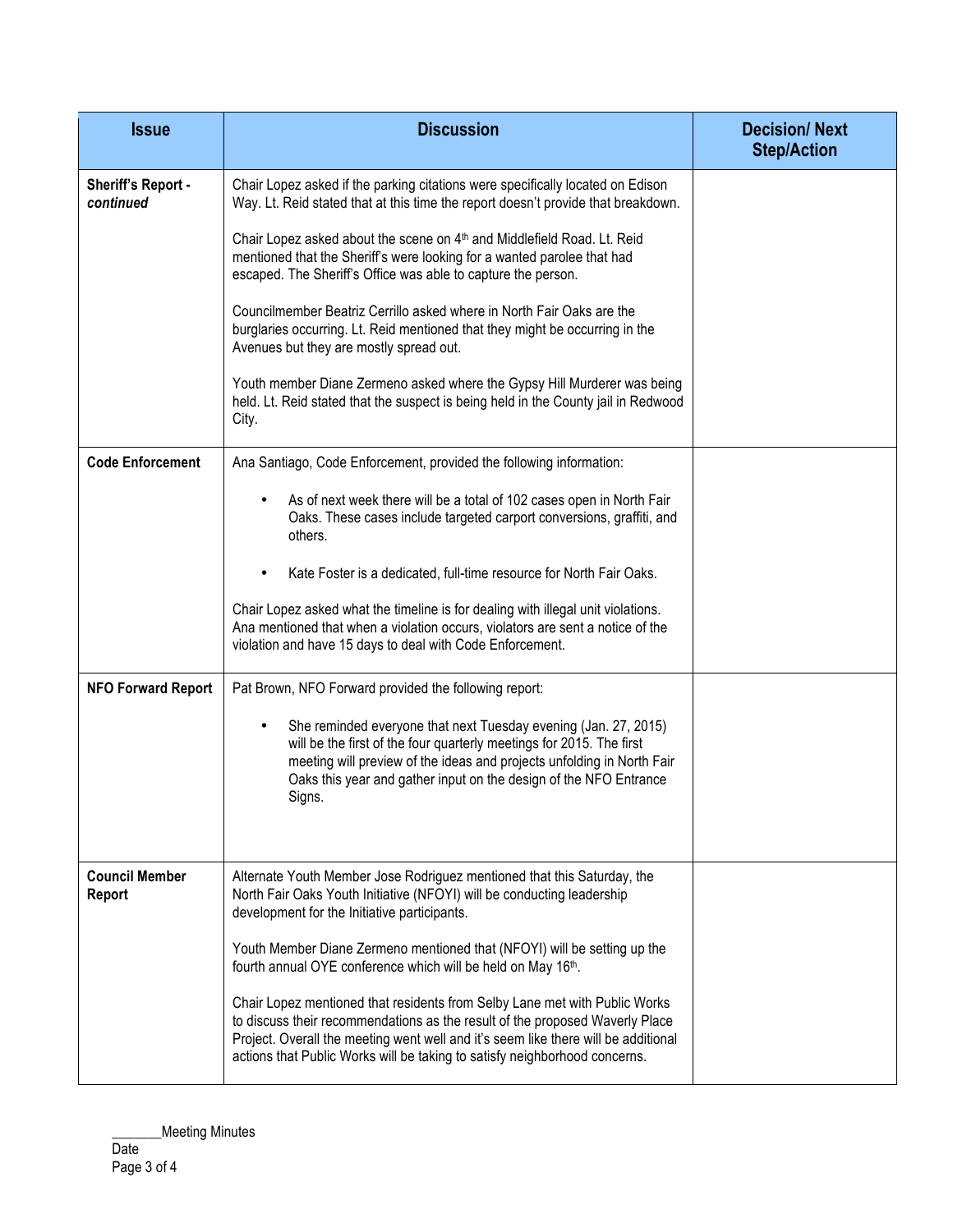| Issue | Discussion | Decision/ Next Step/Action |
|---|---|---|
| **Sheriff's Report - *continued*** | Chair Lopez asked if the parking citations were specifically located on Edison Way. Lt. Reid stated that at this time the report doesn't provide that breakdown.<br><br>Chair Lopez asked about the scene on 4th and Middlefield Road. Lt. Reid mentioned that the Sheriff's were looking for a wanted parolee that had escaped. The Sheriff's Office was able to capture the person.<br><br>Councilmember Beatriz Cerrillo asked where in North Fair Oaks are the burglaries occurring. Lt. Reid mentioned that they might be occurring in the Avenues but they are mostly spread out.<br><br>Youth member Diane Zermeno asked where the Gypsy Hill Murderer was being held. Lt. Reid stated that the suspect is being held in the County jail in Redwood City. | |
| **Code Enforcement** | Ana Santiago, Code Enforcement, provided the following information:<br><br>• As of next week there will be a total of 102 cases open in North Fair Oaks. These cases include targeted carport conversions, graffiti, and others.<br><br>• Kate Foster is a dedicated, full-time resource for North Fair Oaks.<br><br>Chair Lopez asked what the timeline is for dealing with illegal unit violations. Ana mentioned that when a violation occurs, violators are sent a notice of the violation and have 15 days to deal with Code Enforcement. | |
| **NFO Forward Report** | Pat Brown, NFO Forward provided the following report:<br><br>• She reminded everyone that next Tuesday evening (Jan. 27, 2015) will be the first of the four quarterly meetings for 2015. The first meeting will preview of the ideas and projects unfolding in North Fair Oaks this year and gather input on the design of the NFO Entrance Signs. | |
| **Council Member Report** | Alternate Youth Member Jose Rodriguez mentioned that this Saturday, the North Fair Oaks Youth Initiative (NFOYI) will be conducting leadership development for the Initiative participants.<br><br>Youth Member Diane Zermeno mentioned that (NFOYI) will be setting up the fourth annual OYE conference which will be held on May 16th.<br><br>Chair Lopez mentioned that residents from Selby Lane met with Public Works to discuss their recommendations as the result of the proposed Waverly Place Project. Overall the meeting went well and it's seem like there will be additional actions that Public Works will be taking to satisfy neighborhood concerns. | |

_______Meeting Minutes
Date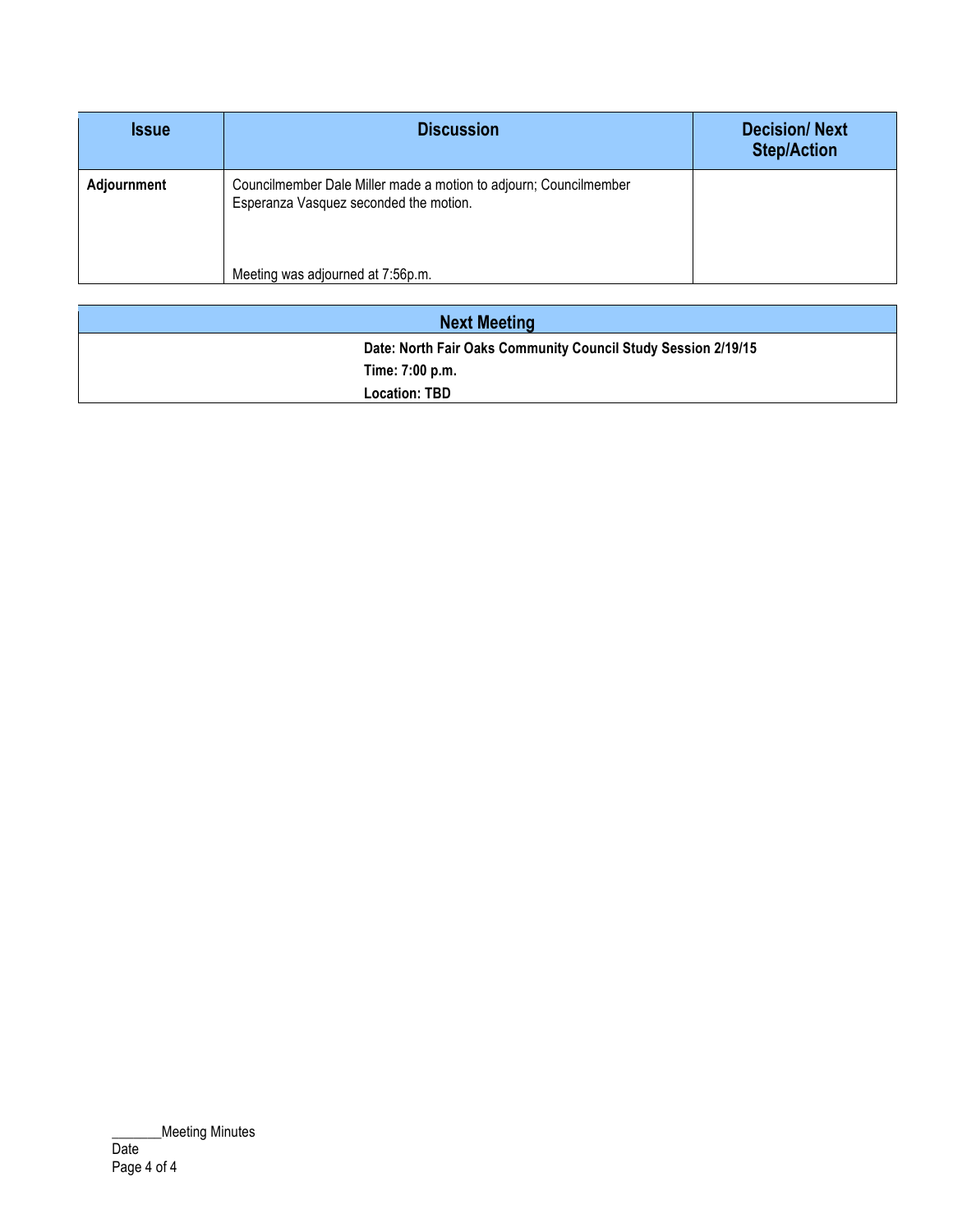| Issue | Discussion | Decision/ Next Step/Action |
|---|---|---|
| **Adjournment** | Councilmember Dale Miller made a motion to adjourn; Councilmember Esperanza Vasquez seconded the motion.<br><br>Meeting was adjourned at 7:56p.m. | |

| Next Meeting |
|---|
| **Date: North Fair Oaks Community Council Study Session 2/19/15**<br>**Time: 7:00 p.m.**<br>**Location: TBD** |

_______Meeting Minutes
Date